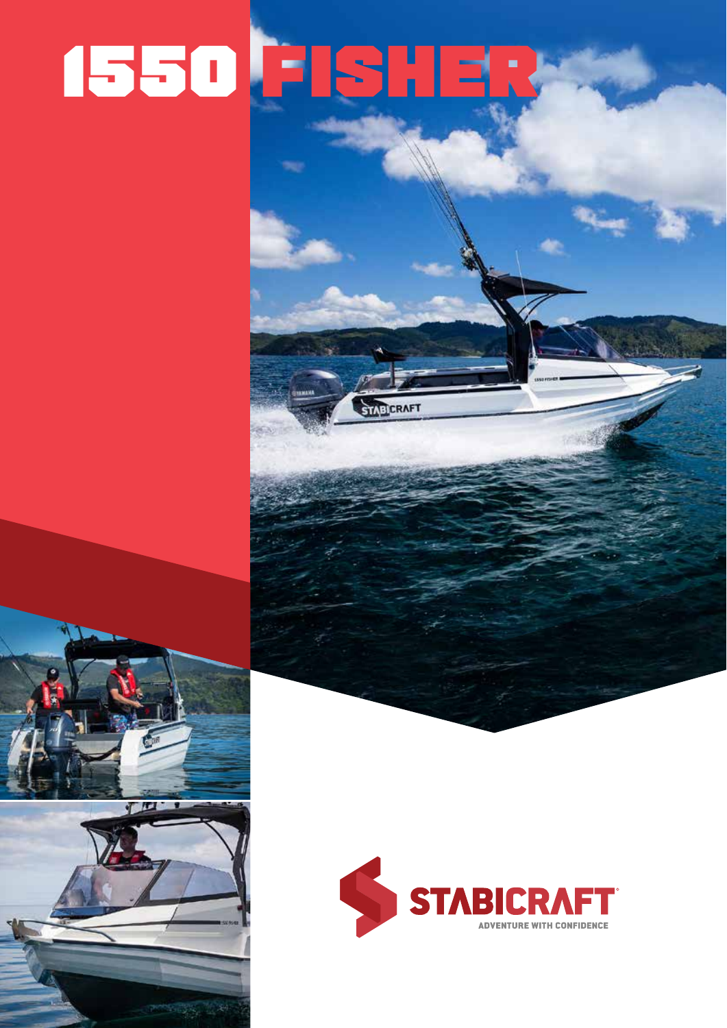# 1550 FISHER

STABICRAFT

ADVENTURE WITH CONFIDENCE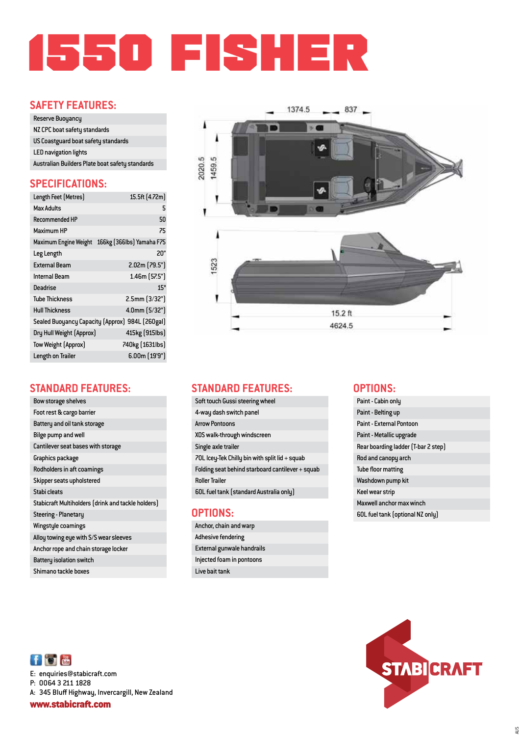# 1550 FISHER

## SAFETY FEATURES:

- Reserve Buoyancy
- NZ CPC boat safety standards
- US Coastguard boat safety standards
- LED navigation lights
- Australian Builders Plate boat safety standards

## SPECIFICATIONS:

| | |
|---|---|
| Length Feet (Metres) | 15.5ft (4.72m) |
| Max Adults | 5 |
| Recommended HP | 50 |
| Maximum HP | 75 |
| Maximum Engine Weight | 166kg (366lbs) Yamaha F75 |
| Leg Length | 20" |
| External Beam | 2.02m (79.5") |
| Internal Beam | 1.46m (57.5") |
| Deadrise | 15° |
| Tube Thickness | 2.5mm (3/32") |
| Hull Thickness | 4.0mm (5/32") |
| Sealed Buoyancy Capacity (Approx) | 984L (260gal) |
| Dry Hull Weight (Approx) | 415kg (915lbs) |
| Tow Weight (Approx) | 740kg (1631lbs) |
| Length on Trailer | 6.00m (19'9") |

1374.5
837
2020.5
1459.5
1523
15.2 ft
4624.5

## STANDARD FEATURES:

- Bow storage shelves
- Foot rest & cargo barrier
- Battery and oil tank storage
- Bilge pump and well
- Cantilever seat bases with storage
- Graphics package
- Rodholders in aft coamings
- Skipper seats upholstered
- Stabi cleats
- Stabicraft Multiholders (drink and tackle holders)
- Steering - Planetary
- Wingstyle coamings
- Alloy towing eye with S/S wear sleeves
- Anchor rope and chain storage locker
- Battery isolation switch
- Shimano tackle boxes

## STANDARD FEATURES:

- Soft touch Gussi steering wheel
- 4-way dash switch panel
- Arrow Pontoons
- XOS walk-through windscreen
- Single axle trailer
- 70L Icey-Tek Chilly bin with split lid + squab
- Folding seat behind starboard cantilever + squab
- Roller Trailer
- 60L fuel tank (standard Australia only)

## OPTIONS:

- Anchor, chain and warp
- Adhesive fendering
- External gunwale handrails
- Injected foam in pontoons
- Live bait tank

## OPTIONS:

- Paint - Cabin only
- Paint - Belting up
- Paint - External Pontoon
- Paint - Metallic upgrade
- Rear boarding ladder (T-bar 2 step)
- Rod and canopy arch
- Tube floor matting
- Washdown pump kit
- Keel wear strip
- Maxwell anchor max winch
- 60L fuel tank (optional NZ only)

E: enquiries@stabicraft.com
P: 0064 3 211 1828
A: 345 Bluff Highway, Invercargill, New Zealand
**www.stabicraft.com**

STABICRAFT

AUS